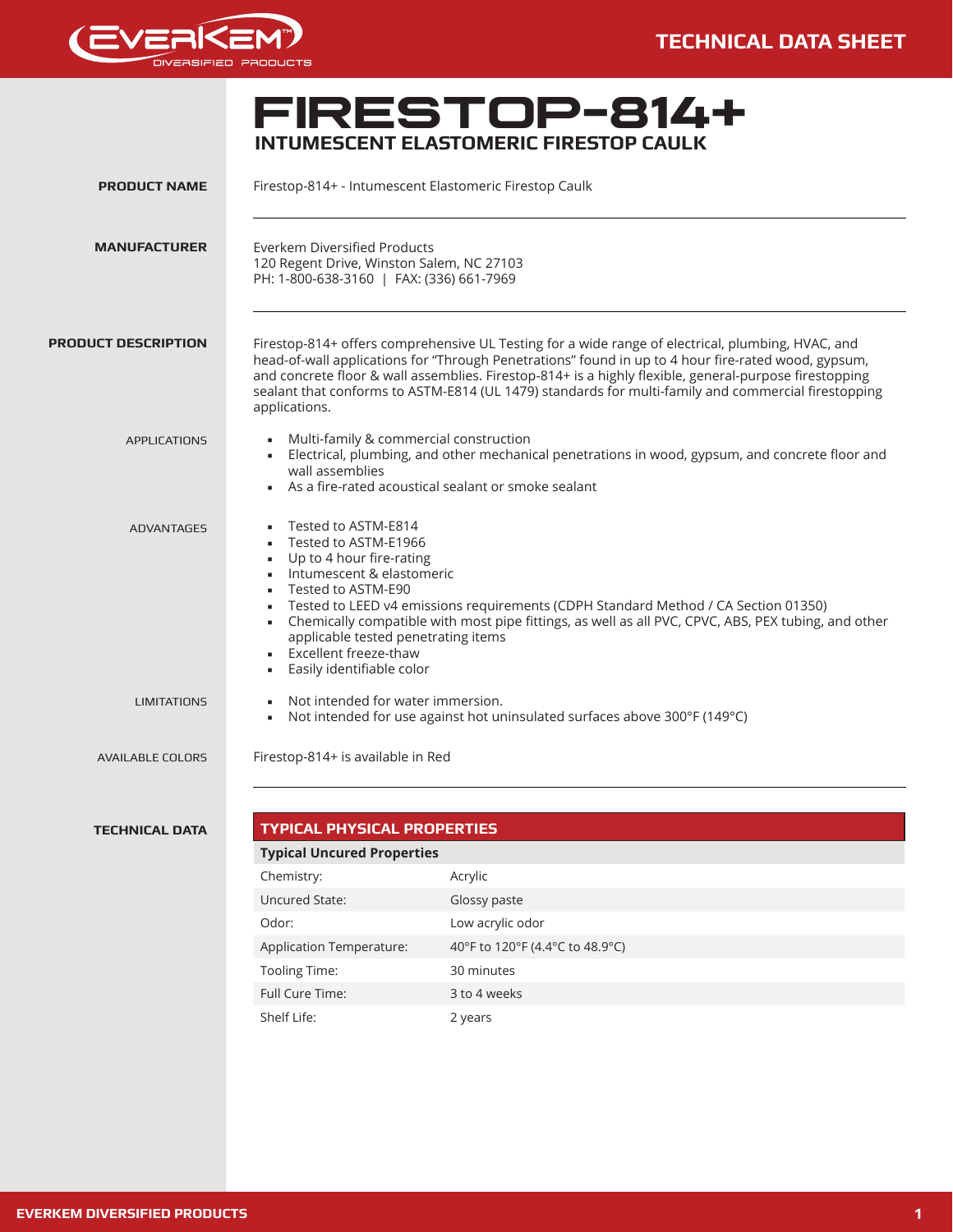# FIRESTOP-814+

## INTUMESCENT ELASTOMERIC FIRESTOP CAULK

**PRODUCT NAME**

Firestop-814+ - Intumescent Elastomeric Firestop Caulk

---

**MANUFACTURER**

Everkem Diversified Products
120 Regent Drive, Winston Salem, NC 27103
PH: 1-800-638-3160 | FAX: (336) 661-7969

---

**PRODUCT DESCRIPTION**

Firestop-814+ offers comprehensive UL Testing for a wide range of electrical, plumbing, HVAC, and head-of-wall applications for "Through Penetrations" found in up to 4 hour fire-rated wood, gypsum, and concrete floor & wall assemblies. Firestop-814+ is a highly flexible, general-purpose firestopping sealant that conforms to ASTM-E814 (UL 1479) standards for multi-family and commercial firestopping applications.

APPLICATIONS

- Multi-family & commercial construction
- Electrical, plumbing, and other mechanical penetrations in wood, gypsum, and concrete floor and wall assemblies
- As a fire-rated acoustical sealant or smoke sealant

ADVANTAGES

- Tested to ASTM-E814
- Tested to ASTM-E1966
- Up to 4 hour fire-rating
- Intumescent & elastomeric
- Tested to ASTM-E90
- Tested to LEED v4 emissions requirements (CDPH Standard Method / CA Section 01350)
- Chemically compatible with most pipe fittings, as well as all PVC, CPVC, ABS, PEX tubing, and other applicable tested penetrating items
- Excellent freeze-thaw
- Easily identifiable color

LIMITATIONS

- Not intended for water immersion.
- Not intended for use against hot uninsulated surfaces above 300°F (149°C)

AVAILABLE COLORS

Firestop-814+ is available in Red

---

**TECHNICAL DATA**

| TYPICAL PHYSICAL PROPERTIES | |
|---|---|
| **Typical Uncured Properties** | |
| Chemistry: | Acrylic |
| Uncured State: | Glossy paste |
| Odor: | Low acrylic odor |
| Application Temperature: | 40°F to 120°F (4.4°C to 48.9°C) |
| Tooling Time: | 30 minutes |
| Full Cure Time: | 3 to 4 weeks |
| Shelf Life: | 2 years |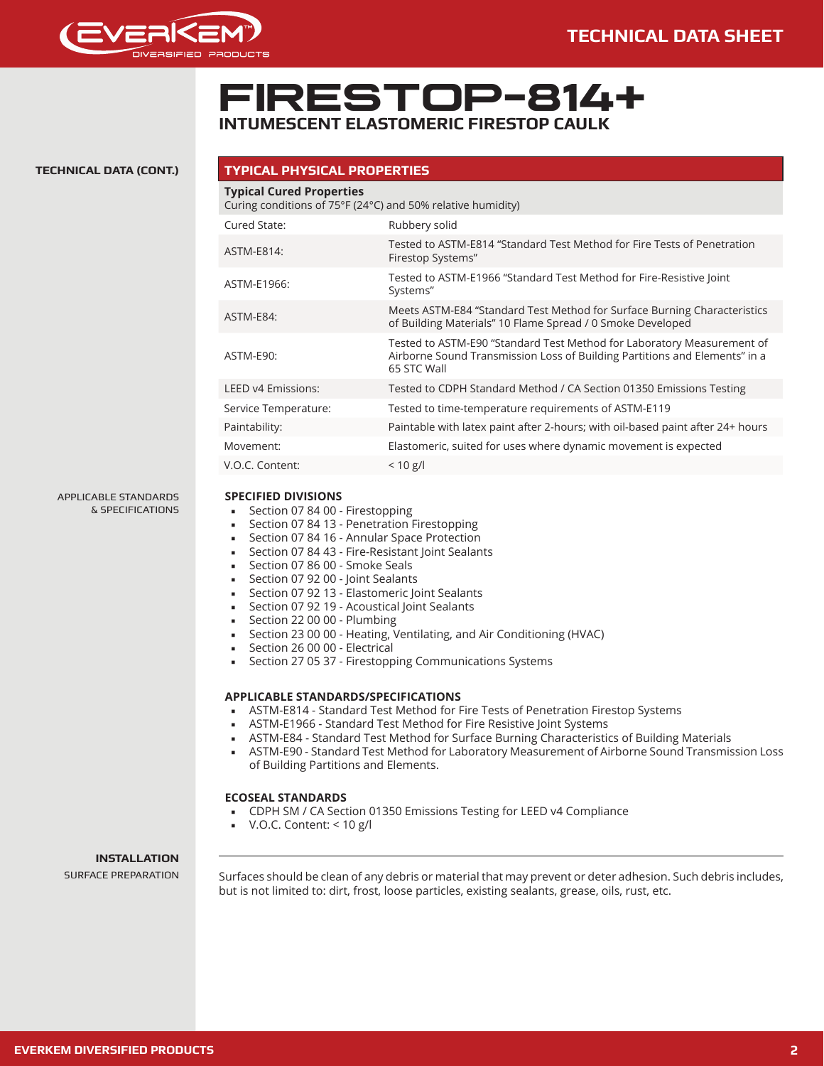# FIRESTOP-814+

## INTUMESCENT ELASTOMERIC FIRESTOP CAULK

**TECHNICAL DATA (CONT.)**

## TYPICAL PHYSICAL PROPERTIES

| **Typical Cured Properties** Curing conditions of 75°F (24°C) and 50% relative humidity) | |
|---|---|
| Cured State: | Rubbery solid |
| ASTM-E814: | Tested to ASTM-E814 "Standard Test Method for Fire Tests of Penetration Firestop Systems" |
| ASTM-E1966: | Tested to ASTM-E1966 "Standard Test Method for Fire-Resistive Joint Systems" |
| ASTM-E84: | Meets ASTM-E84 "Standard Test Method for Surface Burning Characteristics of Building Materials" 10 Flame Spread / 0 Smoke Developed |
| ASTM-E90: | Tested to ASTM-E90 "Standard Test Method for Laboratory Measurement of Airborne Sound Transmission Loss of Building Partitions and Elements" in a 65 STC Wall |
| LEED v4 Emissions: | Tested to CDPH Standard Method / CA Section 01350 Emissions Testing |
| Service Temperature: | Tested to time-temperature requirements of ASTM-E119 |
| Paintability: | Paintable with latex paint after 2-hours; with oil-based paint after 24+ hours |
| Movement: | Elastomeric, suited for uses where dynamic movement is expected |
| V.O.C. Content: | < 10 g/l |

APPLICABLE STANDARDS & SPECIFICATIONS

**SPECIFIED DIVISIONS**

- Section 07 84 00 - Firestopping
- Section 07 84 13 - Penetration Firestopping
- Section 07 84 16 - Annular Space Protection
- Section 07 84 43 - Fire-Resistant Joint Sealants
- Section 07 86 00 - Smoke Seals
- Section 07 92 00 - Joint Sealants
- Section 07 92 13 - Elastomeric Joint Sealants
- Section 07 92 19 - Acoustical Joint Sealants
- Section 22 00 00 - Plumbing
- Section 23 00 00 - Heating, Ventilating, and Air Conditioning (HVAC)
- Section 26 00 00 - Electrical
- Section 27 05 37 - Firestopping Communications Systems

**APPLICABLE STANDARDS/SPECIFICATIONS**

- ASTM-E814 - Standard Test Method for Fire Tests of Penetration Firestop Systems
- ASTM-E1966 - Standard Test Method for Fire Resistive Joint Systems
- ASTM-E84 - Standard Test Method for Surface Burning Characteristics of Building Materials
- ASTM-E90 - Standard Test Method for Laboratory Measurement of Airborne Sound Transmission Loss of Building Partitions and Elements.

**ECOSEAL STANDARDS**

- CDPH SM / CA Section 01350 Emissions Testing for LEED v4 Compliance
- V.O.C. Content: < 10 g/l

**INSTALLATION**

SURFACE PREPARATION

Surfaces should be clean of any debris or material that may prevent or deter adhesion. Such debris includes, but is not limited to: dirt, frost, loose particles, existing sealants, grease, oils, rust, etc.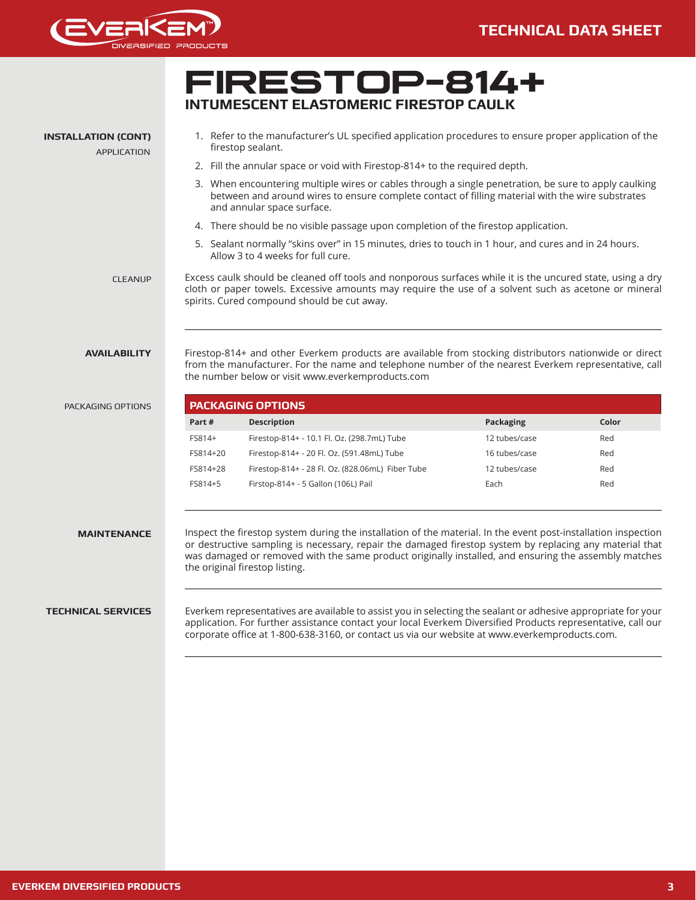# FIRESTOP-814+

## INTUMESCENT ELASTOMERIC FIRESTOP CAULK

### INSTALLATION (CONT)

**APPLICATION**

1. Refer to the manufacturer's UL specified application procedures to ensure proper application of the firestop sealant.
2. Fill the annular space or void with Firestop-814+ to the required depth.
3. When encountering multiple wires or cables through a single penetration, be sure to apply caulking between and around wires to ensure complete contact of filling material with the wire substrates and annular space surface.
4. There should be no visible passage upon completion of the firestop application.
5. Sealant normally "skins over" in 15 minutes, dries to touch in 1 hour, and cures and in 24 hours. Allow 3 to 4 weeks for full cure.

**CLEANUP**

Excess caulk should be cleaned off tools and nonporous surfaces while it is the uncured state, using a dry cloth or paper towels. Excessive amounts may require the use of a solvent such as acetone or mineral spirits. Cured compound should be cut away.

### AVAILABILITY

Firestop-814+ and other Everkem products are available from stocking distributors nationwide or direct from the manufacturer. For the name and telephone number of the nearest Everkem representative, call the number below or visit www.everkemproducts.com

**PACKAGING OPTIONS**

| Part # | Description | Packaging | Color |
|---|---|---|---|
| FS814+ | Firestop-814+ - 10.1 Fl. Oz. (298.7mL) Tube | 12 tubes/case | Red |
| FS814+20 | Firestop-814+ - 20 Fl. Oz. (591.48mL) Tube | 16 tubes/case | Red |
| FS814+28 | Firestop-814+ - 28 Fl. Oz. (828.06mL) Fiber Tube | 12 tubes/case | Red |
| FS814+5 | Firstop-814+ - 5 Gallon (106L) Pail | Each | Red |

### MAINTENANCE

Inspect the firestop system during the installation of the material. In the event post-installation inspection or destructive sampling is necessary, repair the damaged firestop system by replacing any material that was damaged or removed with the same product originally installed, and ensuring the assembly matches the original firestop listing.

### TECHNICAL SERVICES

Everkem representatives are available to assist you in selecting the sealant or adhesive appropriate for your application. For further assistance contact your local Everkem Diversified Products representative, call our corporate office at 1-800-638-3160, or contact us via our website at www.everkemproducts.com.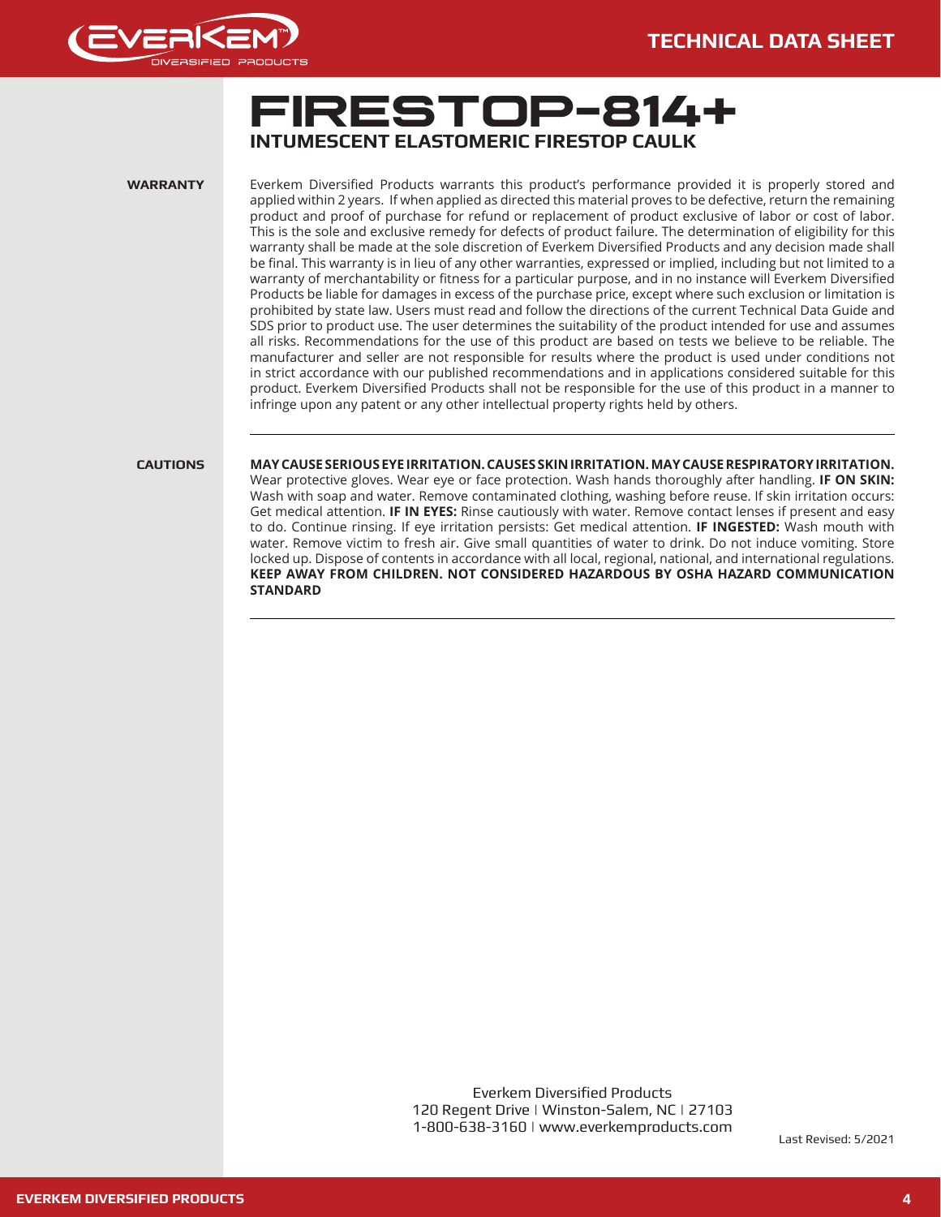# FIRESTOP-814+

## INTUMESCENT ELASTOMERIC FIRESTOP CAULK

**WARRANTY**

Everkem Diversified Products warrants this product's performance provided it is properly stored and applied within 2 years. If when applied as directed this material proves to be defective, return the remaining product and proof of purchase for refund or replacement of product exclusive of labor or cost of labor. This is the sole and exclusive remedy for defects of product failure. The determination of eligibility for this warranty shall be made at the sole discretion of Everkem Diversified Products and any decision made shall be final. This warranty is in lieu of any other warranties, expressed or implied, including but not limited to a warranty of merchantability or fitness for a particular purpose, and in no instance will Everkem Diversified Products be liable for damages in excess of the purchase price, except where such exclusion or limitation is prohibited by state law. Users must read and follow the directions of the current Technical Data Guide and SDS prior to product use. The user determines the suitability of the product intended for use and assumes all risks. Recommendations for the use of this product are based on tests we believe to be reliable. The manufacturer and seller are not responsible for results where the product is used under conditions not in strict accordance with our published recommendations and in applications considered suitable for this product. Everkem Diversified Products shall not be responsible for the use of this product in a manner to infringe upon any patent or any other intellectual property rights held by others.

**CAUTIONS**

**MAY CAUSE SERIOUS EYE IRRITATION. CAUSES SKIN IRRITATION. MAY CAUSE RESPIRATORY IRRITATION.** Wear protective gloves. Wear eye or face protection. Wash hands thoroughly after handling. **IF ON SKIN:** Wash with soap and water. Remove contaminated clothing, washing before reuse. If skin irritation occurs: Get medical attention. **IF IN EYES:** Rinse cautiously with water. Remove contact lenses if present and easy to do. Continue rinsing. If eye irritation persists: Get medical attention. **IF INGESTED:** Wash mouth with water. Remove victim to fresh air. Give small quantities of water to drink. Do not induce vomiting. Store locked up. Dispose of contents in accordance with all local, regional, national, and international regulations. **KEEP AWAY FROM CHILDREN. NOT CONSIDERED HAZARDOUS BY OSHA HAZARD COMMUNICATION STANDARD**

Everkem Diversified Products
120 Regent Drive | Winston-Salem, NC | 27103
1-800-638-3160 | www.everkemproducts.com

Last Revised: 5/2021